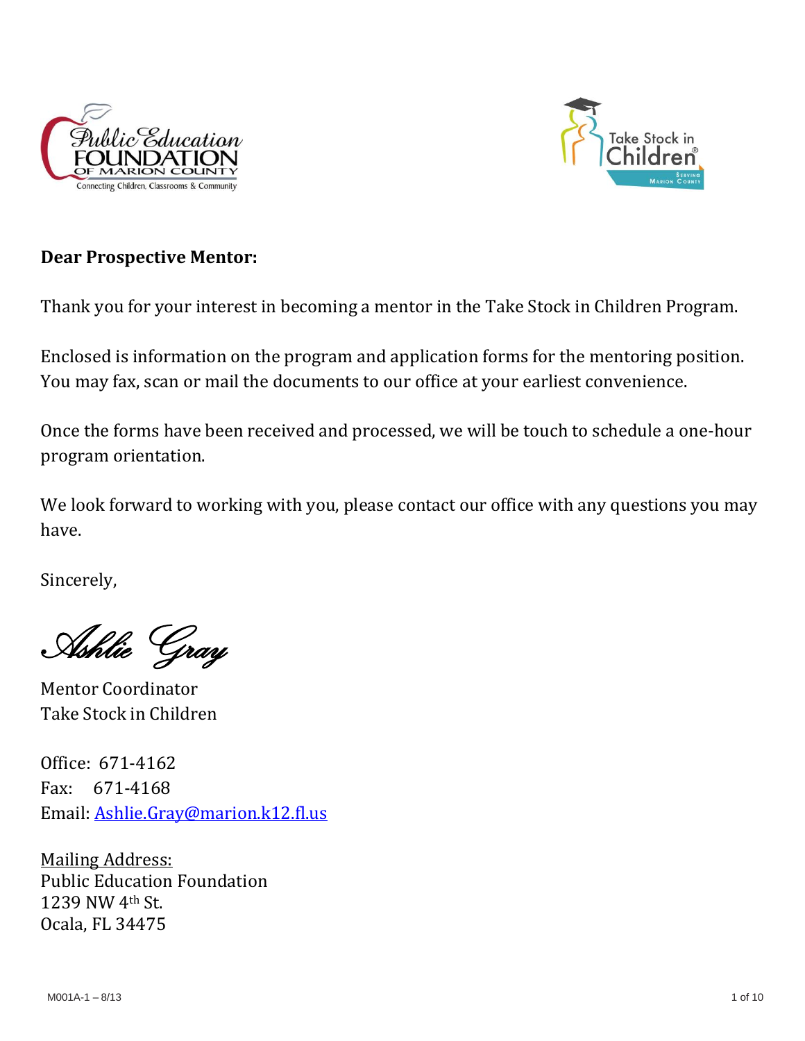**Dear Prospective Mentor:**

Thank you for your interest in becoming a mentor in the Take Stock in Children Program.

Enclosed is information on the program and application forms for the mentoring position. You may fax, scan or mail the documents to our office at your earliest convenience.

Once the forms have been received and processed, we will be touch to schedule a one-hour program orientation.

We look forward to working with you, please contact our office with any questions you may have.

Sincerely,

*Ashlie Gray*

Mentor Coordinator  
Take Stock in Children

Office: 671-4162  
Fax: 671-4168  
Email: Ashlie.Gray@marion.k12.fl.us

Mailing Address:  
Public Education Foundation  
1239 NW 4th St.  
Ocala, FL 34475

M001A-1 – 8/13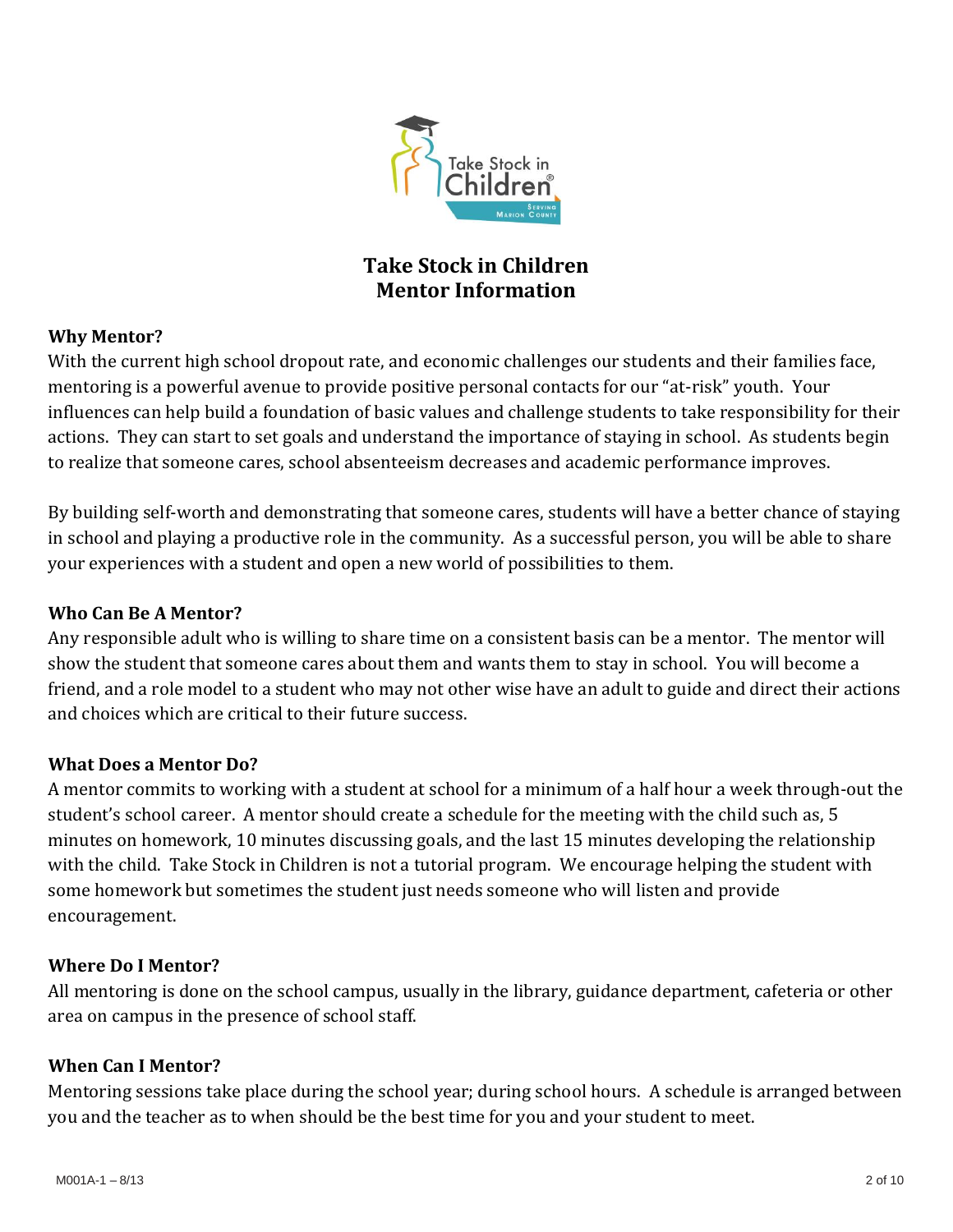# Take Stock in Children
# Mentor Information

### Why Mentor?

With the current high school dropout rate, and economic challenges our students and their families face, mentoring is a powerful avenue to provide positive personal contacts for our "at-risk" youth. Your influences can help build a foundation of basic values and challenge students to take responsibility for their actions. They can start to set goals and understand the importance of staying in school. As students begin to realize that someone cares, school absenteeism decreases and academic performance improves.

By building self-worth and demonstrating that someone cares, students will have a better chance of staying in school and playing a productive role in the community. As a successful person, you will be able to share your experiences with a student and open a new world of possibilities to them.

### Who Can Be A Mentor?

Any responsible adult who is willing to share time on a consistent basis can be a mentor. The mentor will show the student that someone cares about them and wants them to stay in school. You will become a friend, and a role model to a student who may not other wise have an adult to guide and direct their actions and choices which are critical to their future success.

### What Does a Mentor Do?

A mentor commits to working with a student at school for a minimum of a half hour a week through-out the student's school career. A mentor should create a schedule for the meeting with the child such as, 5 minutes on homework, 10 minutes discussing goals, and the last 15 minutes developing the relationship with the child. Take Stock in Children is not a tutorial program. We encourage helping the student with some homework but sometimes the student just needs someone who will listen and provide encouragement.

### Where Do I Mentor?

All mentoring is done on the school campus, usually in the library, guidance department, cafeteria or other area on campus in the presence of school staff.

### When Can I Mentor?

Mentoring sessions take place during the school year; during school hours. A schedule is arranged between you and the teacher as to when should be the best time for you and your student to meet.

M001A-1 – 8/13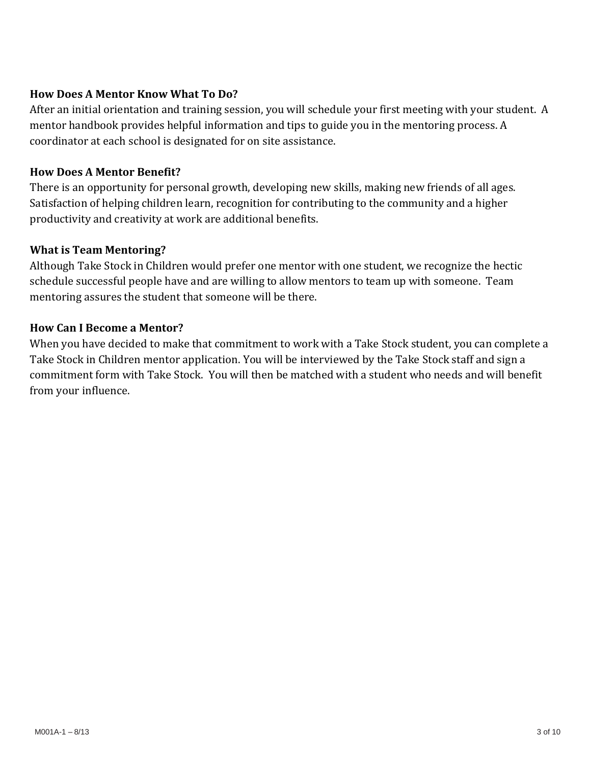**How Does A Mentor Know What To Do?**

After an initial orientation and training session, you will schedule your first meeting with your student. A mentor handbook provides helpful information and tips to guide you in the mentoring process. A coordinator at each school is designated for on site assistance.

**How Does A Mentor Benefit?**

There is an opportunity for personal growth, developing new skills, making new friends of all ages. Satisfaction of helping children learn, recognition for contributing to the community and a higher productivity and creativity at work are additional benefits.

**What is Team Mentoring?**

Although Take Stock in Children would prefer one mentor with one student, we recognize the hectic schedule successful people have and are willing to allow mentors to team up with someone. Team mentoring assures the student that someone will be there.

**How Can I Become a Mentor?**

When you have decided to make that commitment to work with a Take Stock student, you can complete a Take Stock in Children mentor application. You will be interviewed by the Take Stock staff and sign a commitment form with Take Stock. You will then be matched with a student who needs and will benefit from your influence.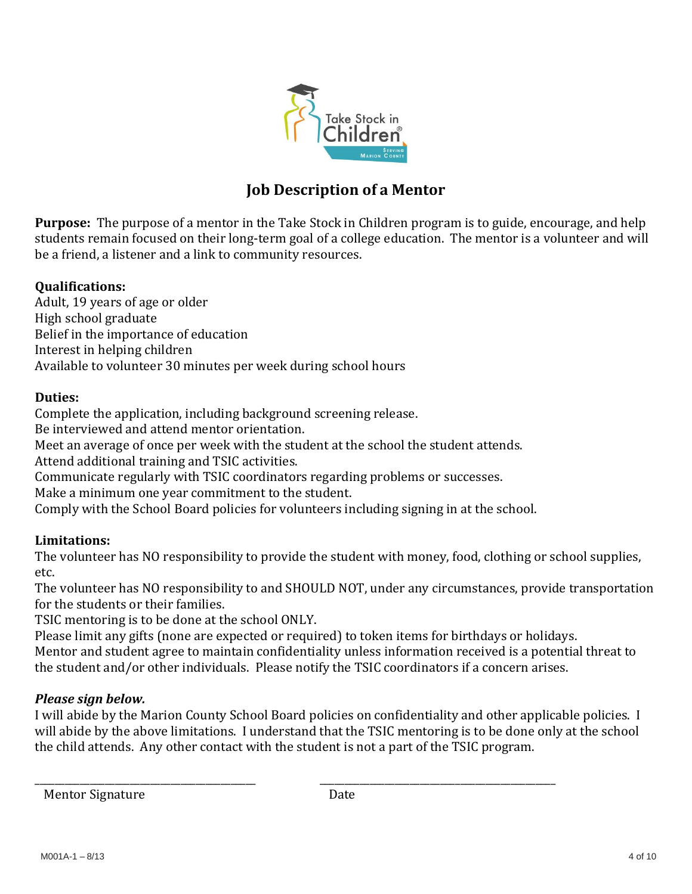# Job Description of a Mentor

**Purpose:** The purpose of a mentor in the Take Stock in Children program is to guide, encourage, and help students remain focused on their long-term goal of a college education. The mentor is a volunteer and will be a friend, a listener and a link to community resources.

**Qualifications:**
Adult, 19 years of age or older
High school graduate
Belief in the importance of education
Interest in helping children
Available to volunteer 30 minutes per week during school hours

**Duties:**
Complete the application, including background screening release.
Be interviewed and attend mentor orientation.
Meet an average of once per week with the student at the school the student attends.
Attend additional training and TSIC activities.
Communicate regularly with TSIC coordinators regarding problems or successes.
Make a minimum one year commitment to the student.
Comply with the School Board policies for volunteers including signing in at the school.

**Limitations:**
The volunteer has NO responsibility to provide the student with money, food, clothing or school supplies, etc.
The volunteer has NO responsibility to and SHOULD NOT, under any circumstances, provide transportation for the students or their families.
TSIC mentoring is to be done at the school ONLY.
Please limit any gifts (none are expected or required) to token items for birthdays or holidays.
Mentor and student agree to maintain confidentiality unless information received is a potential threat to the student and/or other individuals. Please notify the TSIC coordinators if a concern arises.

***Please sign below.***
I will abide by the Marion County School Board policies on confidentiality and other applicable policies. I will abide by the above limitations. I understand that the TSIC mentoring is to be done only at the school the child attends. Any other contact with the student is not a part of the TSIC program.

\_\_\_\_\_\_\_\_\_\_\_\_\_\_\_\_\_\_\_\_\_\_\_\_\_\_\_\_\_\_\_\_\_\_\_\_ &nbsp;&nbsp;&nbsp;&nbsp;&nbsp; \_\_\_\_\_\_\_\_\_\_\_\_\_\_\_\_\_\_\_\_\_\_\_\_\_\_\_\_\_\_\_\_\_\_\_\_

Mentor Signature &nbsp;&nbsp;&nbsp;&nbsp;&nbsp;&nbsp;&nbsp;&nbsp;&nbsp;&nbsp;&nbsp;&nbsp;&nbsp;&nbsp;&nbsp;&nbsp;&nbsp;&nbsp;&nbsp;&nbsp;&nbsp;&nbsp;&nbsp;&nbsp;&nbsp;&nbsp;&nbsp;&nbsp; Date

M001A-1 – 8/13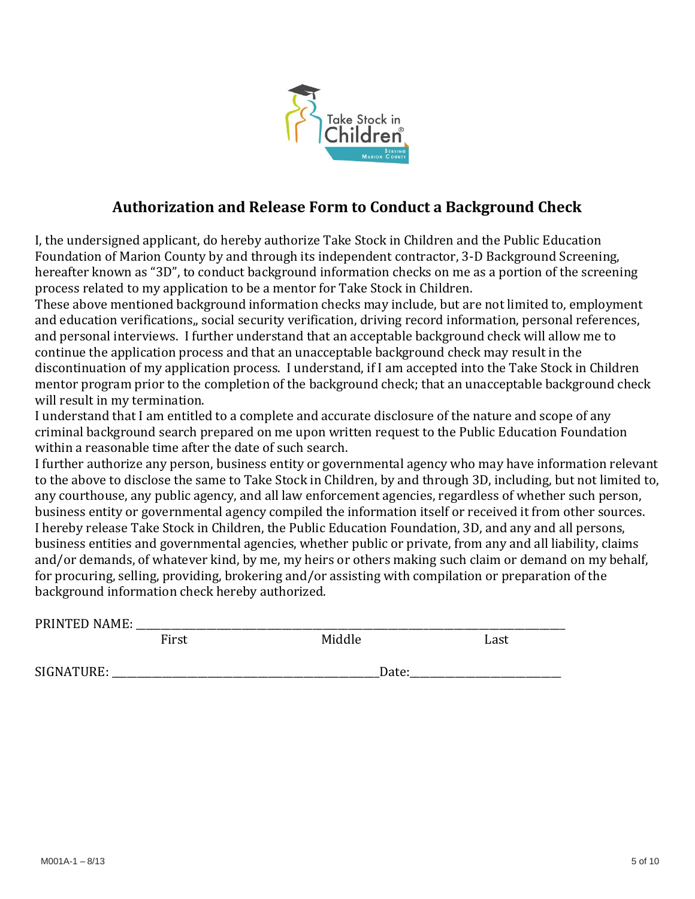Take Stock in Children
Serving Marion County

## Authorization and Release Form to Conduct a Background Check

I, the undersigned applicant, do hereby authorize Take Stock in Children and the Public Education Foundation of Marion County by and through its independent contractor, 3-D Background Screening, hereafter known as "3D", to conduct background information checks on me as a portion of the screening process related to my application to be a mentor for Take Stock in Children.

These above mentioned background information checks may include, but are not limited to, employment and education verifications,, social security verification, driving record information, personal references, and personal interviews. I further understand that an acceptable background check will allow me to continue the application process and that an unacceptable background check may result in the discontinuation of my application process. I understand, if I am accepted into the Take Stock in Children mentor program prior to the completion of the background check; that an unacceptable background check will result in my termination.

I understand that I am entitled to a complete and accurate disclosure of the nature and scope of any criminal background search prepared on me upon written request to the Public Education Foundation within a reasonable time after the date of such search.

I further authorize any person, business entity or governmental agency who may have information relevant to the above to disclose the same to Take Stock in Children, by and through 3D, including, but not limited to, any courthouse, any public agency, and all law enforcement agencies, regardless of whether such person, business entity or governmental agency compiled the information itself or received it from other sources.

I hereby release Take Stock in Children, the Public Education Foundation, 3D, and any and all persons, business entities and governmental agencies, whether public or private, from any and all liability, claims and/or demands, of whatever kind, by me, my heirs or others making such claim or demand on my behalf, for procuring, selling, providing, brokering and/or assisting with compilation or preparation of the background information check hereby authorized.

PRINTED NAME: ______________________________________________________________
First Middle Last

SIGNATURE: ________________________________________ Date: ________________________

M001A-1 – 8/13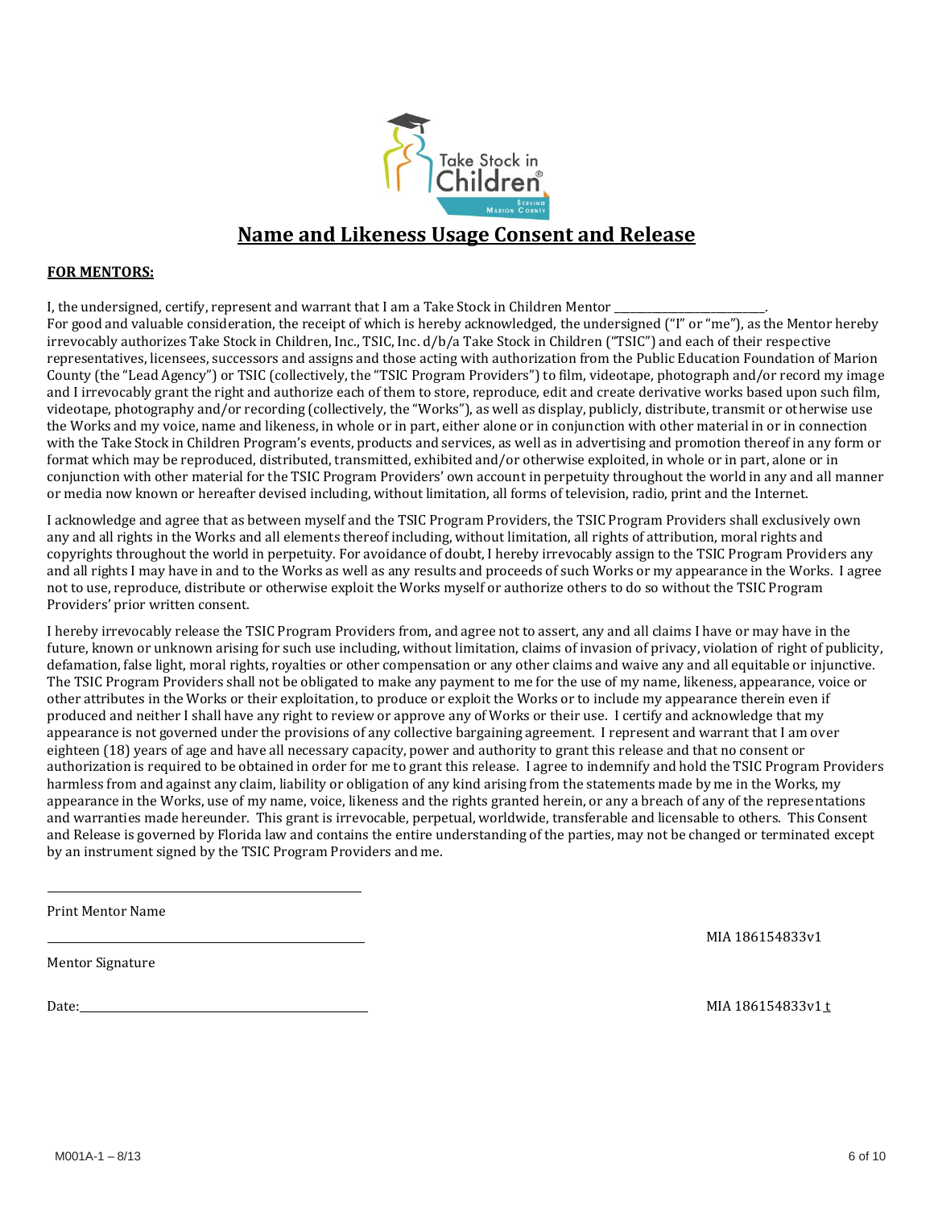# Name and Likeness Usage Consent and Release

**FOR MENTORS:**

I, the undersigned, certify, represent and warrant that I am a Take Stock in Children Mentor \_\_\_\_\_\_\_\_\_\_\_\_\_\_\_\_\_\_\_\_\_\_\_\_\_\_\_\_.
For good and valuable consideration, the receipt of which is hereby acknowledged, the undersigned ("I" or "me"), as the Mentor hereby irrevocably authorizes Take Stock in Children, Inc., TSIC, Inc. d/b/a Take Stock in Children ("TSIC") and each of their respective representatives, licensees, successors and assigns and those acting with authorization from the Public Education Foundation of Marion County (the "Lead Agency") or TSIC (collectively, the "TSIC Program Providers") to film, videotape, photograph and/or record my image and I irrevocably grant the right and authorize each of them to store, reproduce, edit and create derivative works based upon such film, videotape, photography and/or recording (collectively, the "Works"), as well as display, publicly, distribute, transmit or otherwise use the Works and my voice, name and likeness, in whole or in part, either alone or in conjunction with other material in or in connection with the Take Stock in Children Program's events, products and services, as well as in advertising and promotion thereof in any form or format which may be reproduced, distributed, transmitted, exhibited and/or otherwise exploited, in whole or in part, alone or in conjunction with other material for the TSIC Program Providers' own account in perpetuity throughout the world in any and all manner or media now known or hereafter devised including, without limitation, all forms of television, radio, print and the Internet.

I acknowledge and agree that as between myself and the TSIC Program Providers, the TSIC Program Providers shall exclusively own any and all rights in the Works and all elements thereof including, without limitation, all rights of attribution, moral rights and copyrights throughout the world in perpetuity. For avoidance of doubt, I hereby irrevocably assign to the TSIC Program Providers any and all rights I may have in and to the Works as well as any results and proceeds of such Works or my appearance in the Works. I agree not to use, reproduce, distribute or otherwise exploit the Works myself or authorize others to do so without the TSIC Program Providers' prior written consent.

I hereby irrevocably release the TSIC Program Providers from, and agree not to assert, any and all claims I have or may have in the future, known or unknown arising for such use including, without limitation, claims of invasion of privacy, violation of right of publicity, defamation, false light, moral rights, royalties or other compensation or any other claims and waive any and all equitable or injunctive. The TSIC Program Providers shall not be obligated to make any payment to me for the use of my name, likeness, appearance, voice or other attributes in the Works or their exploitation, to produce or exploit the Works or to include my appearance therein even if produced and neither I shall have any right to review or approve any of Works or their use. I certify and acknowledge that my appearance is not governed under the provisions of any collective bargaining agreement. I represent and warrant that I am over eighteen (18) years of age and have all necessary capacity, power and authority to grant this release and that no consent or authorization is required to be obtained in order for me to grant this release. I agree to indemnify and hold the TSIC Program Providers harmless from and against any claim, liability or obligation of any kind arising from the statements made by me in the Works, my appearance in the Works, use of my name, voice, likeness and the rights granted herein, or any a breach of any of the representations and warranties made hereunder. This grant is irrevocable, perpetual, worldwide, transferable and licensable to others. This Consent and Release is governed by Florida law and contains the entire understanding of the parties, may not be changed or terminated except by an instrument signed by the TSIC Program Providers and me.

\_\_\_\_\_\_\_\_\_\_\_\_\_\_\_\_\_\_\_\_\_\_\_\_\_\_\_\_\_\_\_\_\_\_\_\_\_\_\_\_

Print Mentor Name

\_\_\_\_\_\_\_\_\_\_\_\_\_\_\_\_\_\_\_\_\_\_\_\_\_\_\_\_\_\_\_\_\_\_\_\_\_\_\_\_

Mentor Signature

Date:\_\_\_\_\_\_\_\_\_\_\_\_\_\_\_\_\_\_\_\_\_\_\_\_\_\_\_\_\_\_\_\_\_\_\_\_\_\_

MIA 186154833v1

MIA 186154833v1 t

M001A-1 – 8/13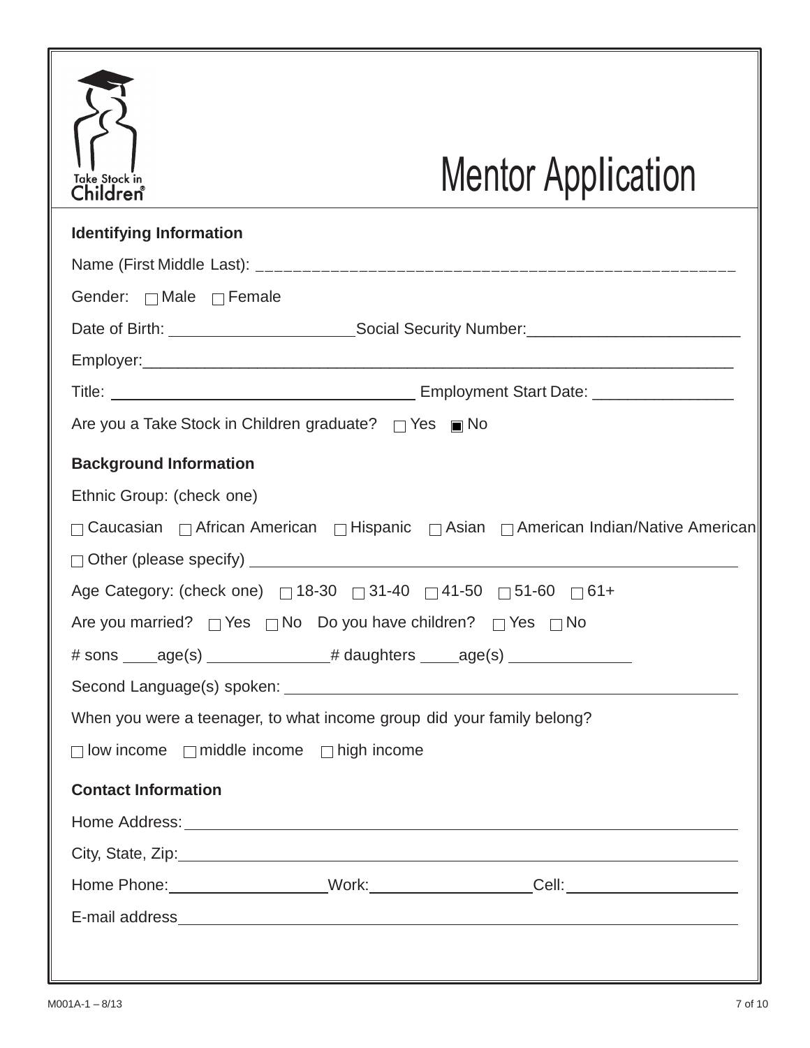Take Stock in Children®

# Mentor Application

**Identifying Information**

Name (First Middle Last): ____________________________________________________

Gender: ☐ Male ☐ Female

Date of Birth: ____________________ Social Security Number: ______________________

Employer: ____________________________________________________________

Title: ________________________________ Employment Start Date: _______________

Are you a Take Stock in Children graduate? ☐ Yes ■ No

**Background Information**

Ethnic Group: (check one)

☐ Caucasian ☐ African American ☐ Hispanic ☐ Asian ☐ American Indian/Native American

☐ Other (please specify) ____________________________________________________

Age Category: (check one) ☐ 18-30 ☐ 31-40 ☐ 41-50 ☐ 51-60 ☐ 61+

Are you married? ☐ Yes ☐ No Do you have children? ☐ Yes ☐ No

# sons ____age(s) _____________# daughters ____age(s) _____________

Second Language(s) spoken: ____________________________________________

When you were a teenager, to what income group did your family belong?

☐ low income ☐ middle income ☐ high income

**Contact Information**

Home Address: ____________________________________________________

City, State, Zip: ____________________________________________________

Home Phone: _________________ Work: _________________ Cell: __________________

E-mail address ____________________________________________________

M001A-1 – 8/13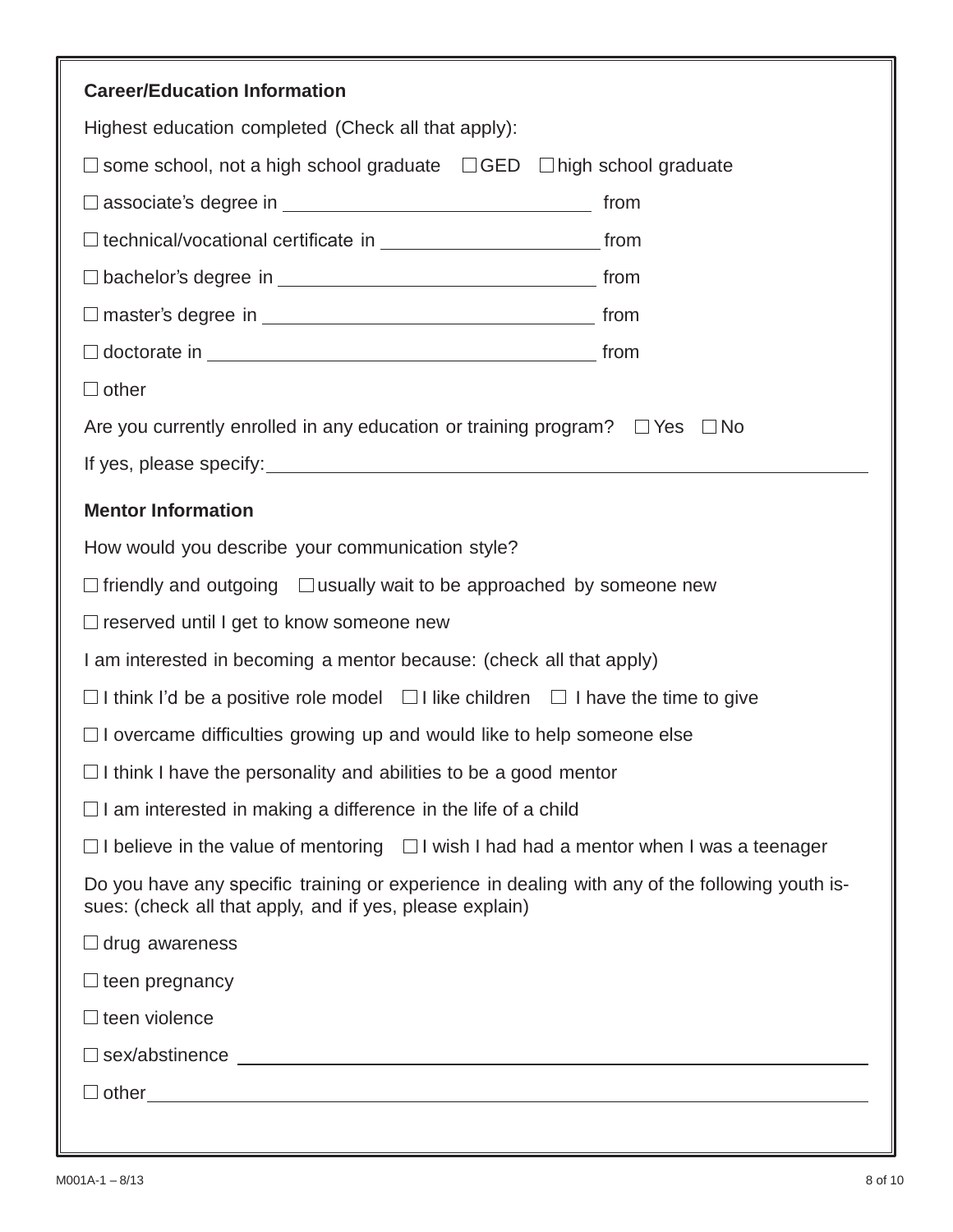## Career/Education Information

Highest education completed (Check all that apply):

☐ some school, not a high school graduate ☐ GED ☐ high school graduate

☐ associate's degree in ______________________________ from

☐ technical/vocational certificate in _____________________ from

☐ bachelor's degree in ______________________________ from

☐ master's degree in _______________________________ from

☐ doctorate in ____________________________________ from

☐ other

Are you currently enrolled in any education or training program? ☐ Yes ☐ No

If yes, please specify: ____________________________________________________

## Mentor Information

How would you describe your communication style?

☐ friendly and outgoing ☐ usually wait to be approached by someone new

☐ reserved until I get to know someone new

I am interested in becoming a mentor because: (check all that apply)

☐ I think I'd be a positive role model ☐ I like children ☐ I have the time to give

☐ I overcame difficulties growing up and would like to help someone else

☐ I think I have the personality and abilities to be a good mentor

☐ I am interested in making a difference in the life of a child

☐ I believe in the value of mentoring ☐ I wish I had had a mentor when I was a teenager

Do you have any specific training or experience in dealing with any of the following youth issues: (check all that apply, and if yes, please explain)

☐ drug awareness

☐ teen pregnancy

☐ teen violence

☐ sex/abstinence ____________________________________________________

☐ other ____________________________________________________________

M001A-1 – 8/13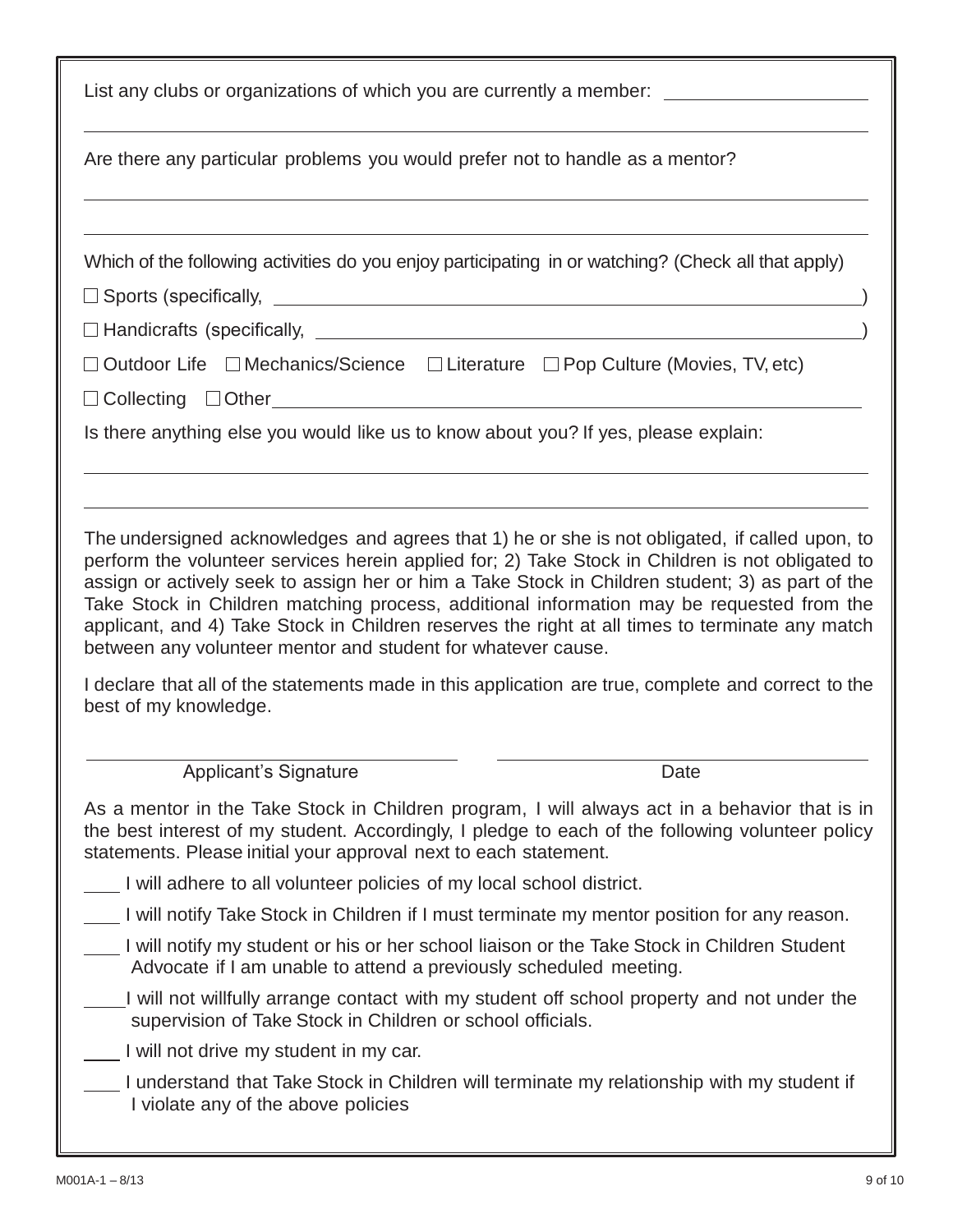List any clubs or organizations of which you are currently a member: ____________________

______________________________________________________________________

Are there any particular problems you would prefer not to handle as a mentor?

______________________________________________________________________

______________________________________________________________________

Which of the following activities do you enjoy participating in or watching? (Check all that apply)

☐ Sports (specifically, ______________________________________________)

☐ Handicrafts (specifically, ___________________________________________)

☐ Outdoor Life ☐ Mechanics/Science ☐ Literature ☐ Pop Culture (Movies, TV, etc)

☐ Collecting ☐ Other______________________________________________

Is there anything else you would like us to know about you? If yes, please explain:

______________________________________________________________________

______________________________________________________________________

The undersigned acknowledges and agrees that 1) he or she is not obligated, if called upon, to perform the volunteer services herein applied for; 2) Take Stock in Children is not obligated to assign or actively seek to assign her or him a Take Stock in Children student; 3) as part of the Take Stock in Children matching process, additional information may be requested from the applicant, and 4) Take Stock in Children reserves the right at all times to terminate any match between any volunteer mentor and student for whatever cause.

I declare that all of the statements made in this application are true, complete and correct to the best of my knowledge.

______________________________ ______________________________

Applicant's Signature Date

As a mentor in the Take Stock in Children program, I will always act in a behavior that is in the best interest of my student. Accordingly, I pledge to each of the following volunteer policy statements. Please initial your approval next to each statement.

____ I will adhere to all volunteer policies of my local school district.

____ I will notify Take Stock in Children if I must terminate my mentor position for any reason.

____ I will notify my student or his or her school liaison or the Take Stock in Children Student Advocate if I am unable to attend a previously scheduled meeting.

____ I will not willfully arrange contact with my student off school property and not under the supervision of Take Stock in Children or school officials.

____ I will not drive my student in my car.

____ I understand that Take Stock in Children will terminate my relationship with my student if I violate any of the above policies

M001A-1 – 8/13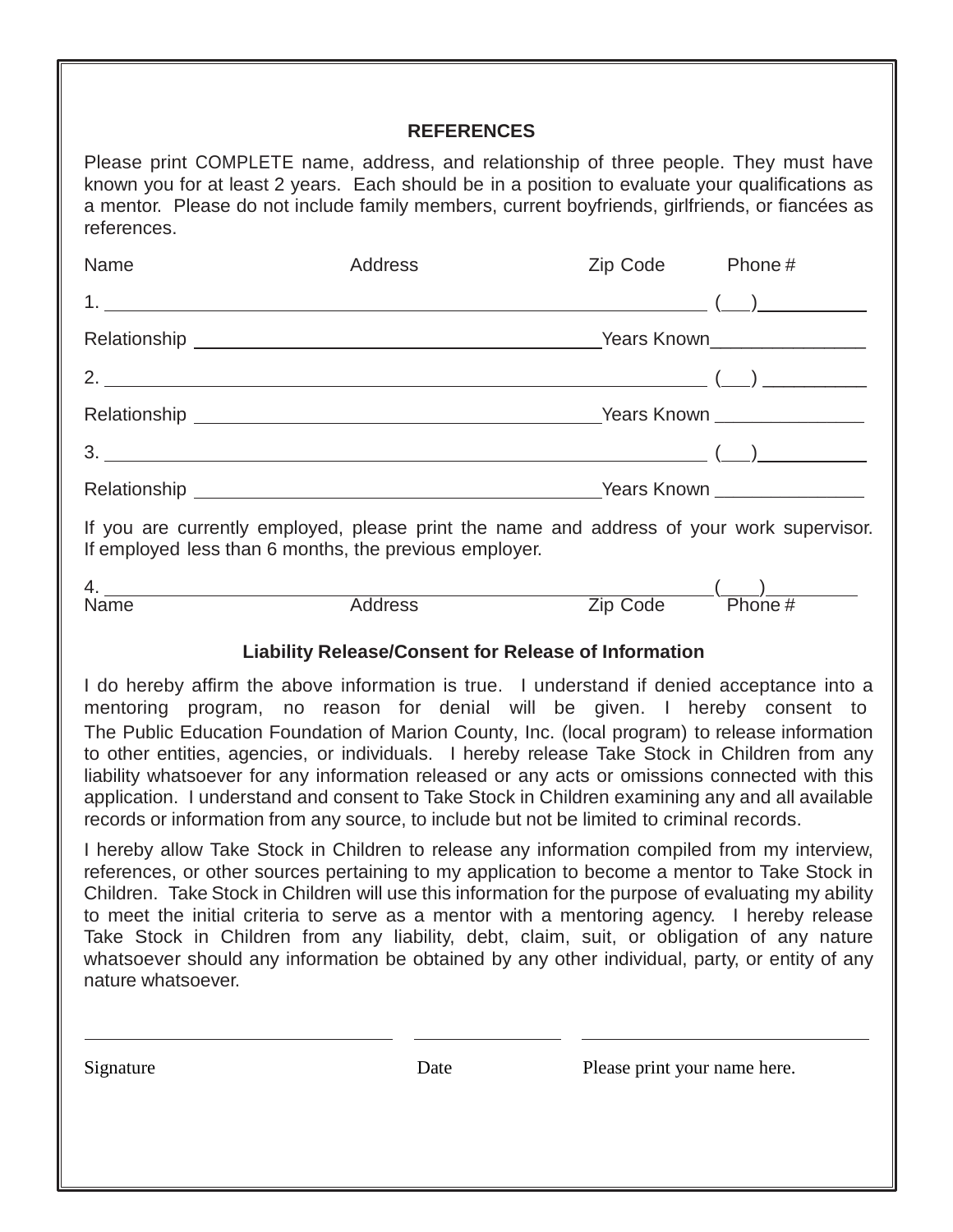## REFERENCES

Please print COMPLETE name, address, and relationship of three people. They must have known you for at least 2 years. Each should be in a position to evaluate your qualifications as a mentor. Please do not include family members, current boyfriends, girlfriends, or fiancées as references.

Name Address Zip Code Phone #

1. ________________________________________________________________ (___)__________

Relationship ________________________________________ Years Known_______________

2. ________________________________________________________________ (___) __________

Relationship ________________________________________ Years Known _______________

3. ________________________________________________________________ (___)__________

Relationship ________________________________________ Years Known _______________

If you are currently employed, please print the name and address of your work supervisor. If employed less than 6 months, the previous employer.

4. ________________________________________________________________ (___)__________

Name Address Zip Code Phone #

### Liability Release/Consent for Release of Information

I do hereby affirm the above information is true. I understand if denied acceptance into a mentoring program, no reason for denial will be given. I hereby consent to The Public Education Foundation of Marion County, Inc. (local program) to release information to other entities, agencies, or individuals. I hereby release Take Stock in Children from any liability whatsoever for any information released or any acts or omissions connected with this application. I understand and consent to Take Stock in Children examining any and all available records or information from any source, to include but not be limited to criminal records.

I hereby allow Take Stock in Children to release any information compiled from my interview, references, or other sources pertaining to my application to become a mentor to Take Stock in Children. Take Stock in Children will use this information for the purpose of evaluating my ability to meet the initial criteria to serve as a mentor with a mentoring agency. I hereby release Take Stock in Children from any liability, debt, claim, suit, or obligation of any nature whatsoever should any information be obtained by any other individual, party, or entity of any nature whatsoever.

________________________________ ______________ ________________________________

Signature Date Please print your name here.